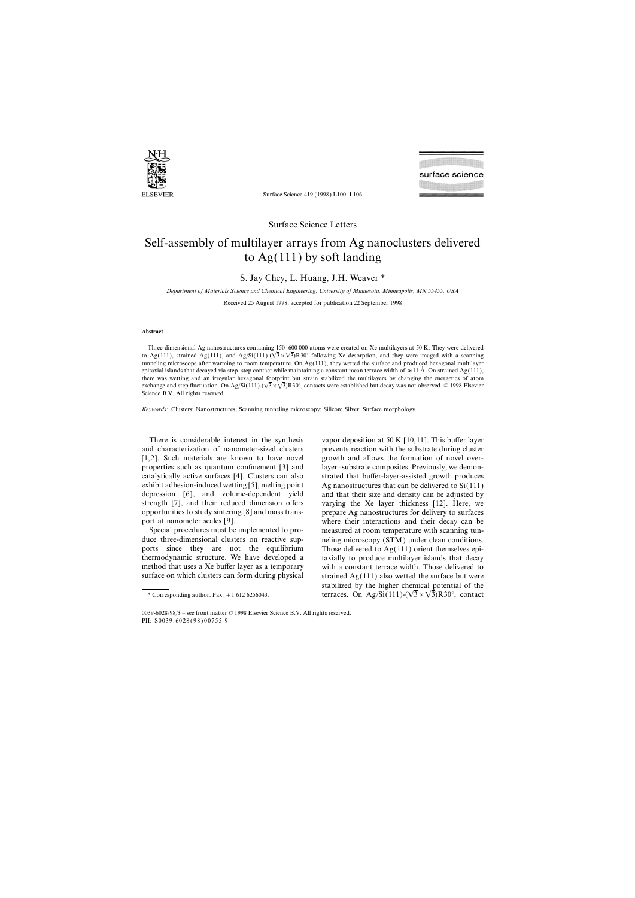Surface Science Letters

# Self-assembly of multilayer arrays from Ag nanoclusters delivered to Ag(111) by soft landing

S. Jay Chey, L. Huang, J.H. Weaver *

*Department of Materials Science and Chemical Engineering, University of Minnesota, Minneapolis, MN 55455, USA*

Received 25 August 1998; accepted for publication 22 September 1998

## Abstract

Three-dimensional Ag nanostructures containing 150–600 000 atoms were created on Xe multilayers at 50 K. They were delivered to Ag(111), strained Ag(111), and Ag/Si(111)-($\sqrt{3}\times\sqrt{3}$)R30° following Xe desorption, and they were imaged with a scanning tunneling microscope after warming to room temperature. On Ag(111), they wetted the surface and produced hexagonal multilayer epitaxial islands that decayed via step–step contact while maintaining a constant mean terrace width of ≈11 Å. On strained Ag(111), there was wetting and an irregular hexagonal footprint but strain stabilized the multilayers by changing the energetics of atom exchange and step fluctuation. On Ag/Si(111)-($\sqrt{3}\times\sqrt{3}$)R30°, contacts were established but decay was not observed. © 1998 Elsevier Science B.V. All rights reserved.

*Keywords:* Clusters; Nanostructures; Scanning tunneling microscopy; Silicon; Silver; Surface morphology

There is considerable interest in the synthesis and characterization of nanometer-sized clusters [1,2]. Such materials are known to have novel properties such as quantum confinement [3] and catalytically active surfaces [4]. Clusters can also exhibit adhesion-induced wetting [5], melting point depression [6], and volume-dependent yield strength [7], and their reduced dimension offers opportunities to study sintering [8] and mass transport at nanometer scales [9].

Special procedures must be implemented to produce three-dimensional clusters on reactive supports since they are not the equilibrium thermodynamic structure. We have developed a method that uses a Xe buffer layer as a temporary surface on which clusters can form during physical vapor deposition at 50 K [10,11]. This buffer layer prevents reaction with the substrate during cluster growth and allows the formation of novel overlayer–substrate composites. Previously, we demonstrated that buffer-layer-assisted growth produces Ag nanostructures that can be delivered to Si(111) and that their size and density can be adjusted by varying the Xe layer thickness [12]. Here, we prepare Ag nanostructures for delivery to surfaces where their interactions and their decay can be measured at room temperature with scanning tunneling microscopy (STM) under clean conditions. Those delivered to Ag(111) orient themselves epitaxially to produce multilayer islands that decay with a constant terrace width. Those delivered to strained Ag(111) also wetted the surface but were stabilized by the higher chemical potential of the terraces. On Ag/Si(111)-($\sqrt{3}\times\sqrt{3}$)R30°, contact

* Corresponding author. Fax: +1 612 6256043.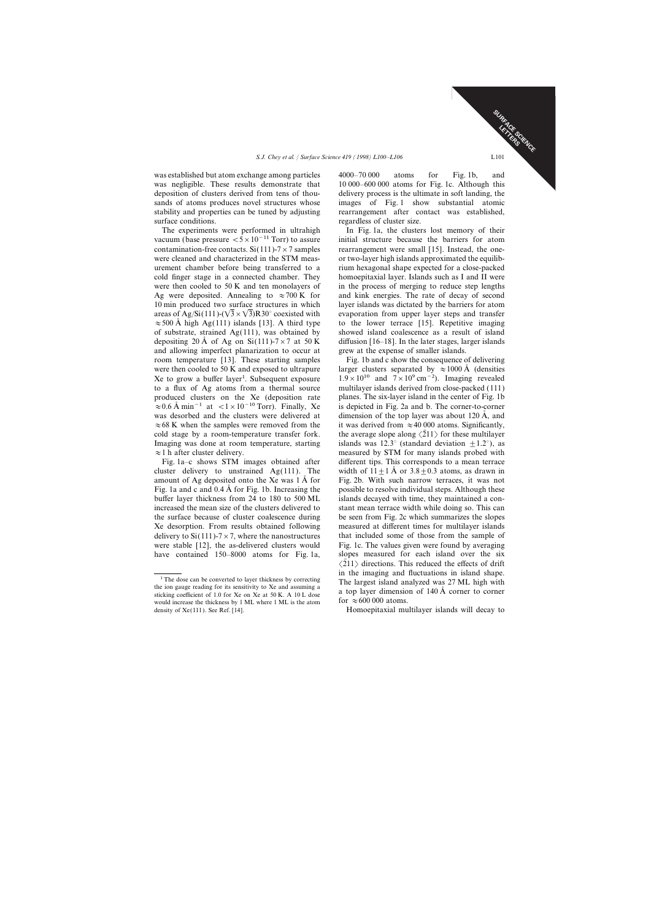was established but atom exchange among particles was negligible. These results demonstrate that deposition of clusters derived from tens of thousands of atoms produces novel structures whose stability and properties can be tuned by adjusting surface conditions.

The experiments were performed in ultrahigh vacuum (base pressure $<5\times10^{-11}$ Torr) to assure contamination-free contacts. Si(111)-7×7 samples were cleaned and characterized in the STM measurement chamber before being transferred to a cold finger stage in a connected chamber. They were then cooled to 50 K and ten monolayers of Ag were deposited. Annealing to ≈700 K for 10 min produced two surface structures in which areas of Ag/Si(111)-($\sqrt{3}\times\sqrt{3}$)R30° coexisted with ≈500 Å high Ag(111) islands [13]. A third type of substrate, strained Ag(111), was obtained by depositing 20 Å of Ag on Si(111)-7×7 at 50 K and allowing imperfect planarization to occur at room temperature [13]. These starting samples were then cooled to 50 K and exposed to ultrapure Xe to grow a buffer layer[1]. Subsequent exposure to a flux of Ag atoms from a thermal source produced clusters on the Xe (deposition rate ≈0.6 Å $\min^{-1}$ at $<1\times10^{-10}$ Torr). Finally, Xe was desorbed and the clusters were delivered at ≈68 K when the samples were removed from the cold stage by a room-temperature transfer fork. Imaging was done at room temperature, starting ≈1 h after cluster delivery.

Fig. 1a–c shows STM images obtained after cluster delivery to unstrained Ag(111). The amount of Ag deposited onto the Xe was 1 Å for Fig. 1a and c and 0.4 Å for Fig. 1b. Increasing the buffer layer thickness from 24 to 180 to 500 ML increased the mean size of the clusters delivered to the surface because of cluster coalescence during Xe desorption. From results obtained following delivery to Si(111)-7×7, where the nanostructures were stable [12], the as-delivered clusters would have contained 150–8000 atoms for Fig. 1a, 4000–70 000 atoms for Fig. 1b, and 10 000–600 000 atoms for Fig. 1c. Although this delivery process is the ultimate in soft landing, the images of Fig. 1 show substantial atomic rearrangement after contact was established, regardless of cluster size.

In Fig. 1a, the clusters lost memory of their initial structure because the barriers for atom rearrangement were small [15]. Instead, the one- or two-layer high islands approximated the equilibrium hexagonal shape expected for a close-packed homoepitaxial layer. Islands such as I and II were in the process of merging to reduce step lengths and kink energies. The rate of decay of second layer islands was dictated by the barriers for atom evaporation from upper layer steps and transfer to the lower terrace [15]. Repetitive imaging showed island coalescence as a result of island diffusion [16–18]. In the later stages, larger islands grew at the expense of smaller islands.

Fig. 1b and c show the consequence of delivering larger clusters separated by ≈1000 Å (densities $1.9\times10^{10}$ and $7\times10^{9}$ $cm^{-2}$). Imaging revealed multilayer islands derived from close-packed (111) planes. The six-layer island in the center of Fig. 1b is depicted in Fig. 2a and b. The corner-to-corner dimension of the top layer was about 120 Å, and it was derived from ≈40 000 atoms. Significantly, the average slope along $\langle\bar{2}11\rangle$ for these multilayer islands was 12.3° (standard deviation ±1.2°), as measured by STM for many islands probed with different tips. This corresponds to a mean terrace width of 11±1 Å or 3.8±0.3 atoms, as drawn in Fig. 2b. With such narrow terraces, it was not possible to resolve individual steps. Although these islands decayed with time, they maintained a constant mean terrace width while doing so. This can be seen from Fig. 2c which summarizes the slopes measured at different times for multilayer islands that included some of those from the sample of Fig. 1c. The values given were found by averaging slopes measured for each island over the six $\langle\bar{2}11\rangle$ directions. This reduced the effects of drift in the imaging and fluctuations in island shape. The largest island analyzed was 27 ML high with a top layer dimension of 140 Å corner to corner for ≈600 000 atoms.

Homoepitaxial multilayer islands will decay to

[1] The dose can be converted to layer thickness by correcting the ion gauge reading for its sensitivity to Xe and assuming a sticking coefficient of 1.0 for Xe on Xe at 50 K. A 10 L dose would increase the thickness by 1 ML where 1 ML is the atom density of Xe(111). See Ref. [14].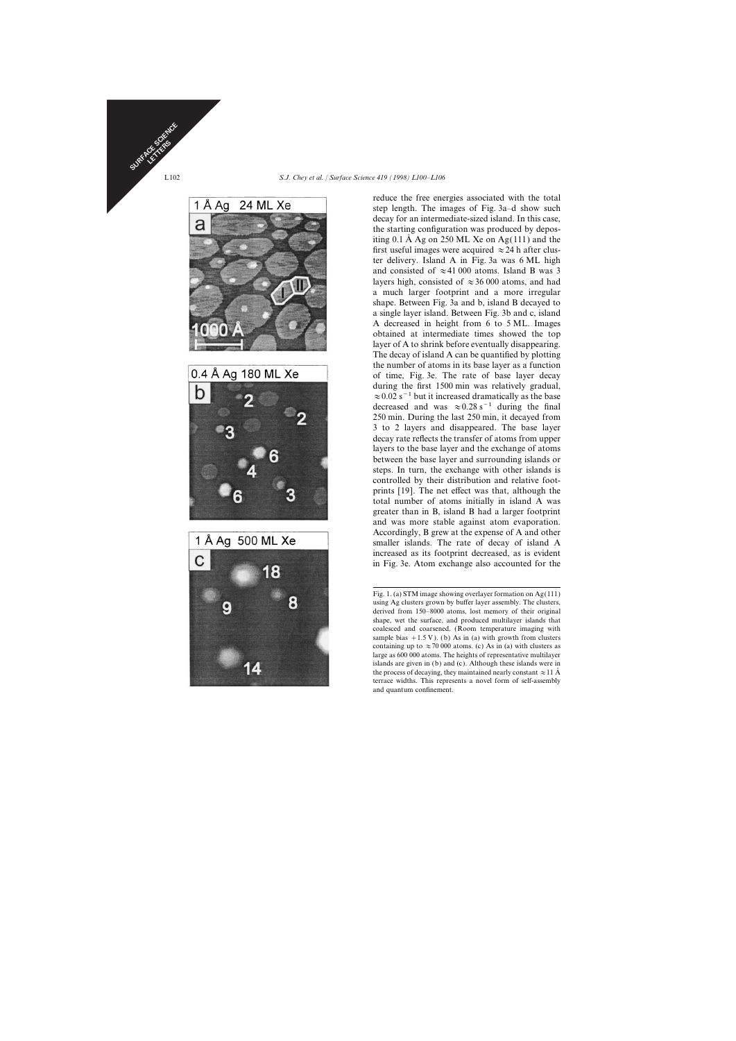1 Å Ag 24 ML Xe

a

I II

1000 Å

0.4 Å Ag 180 ML Xe

b

2 2 3 6 4 6 3

1 Å Ag 500 ML Xe

c

18 9 8 14

reduce the free energies associated with the total step length. The images of Fig. 3a–d show such decay for an intermediate-sized island. In this case, the starting configuration was produced by depositing 0.1 Å Ag on 250 ML Xe on Ag(111) and the first useful images were acquired ≈24 h after cluster delivery. Island A in Fig. 3a was 6 ML high and consisted of ≈41 000 atoms. Island B was 3 layers high, consisted of ≈36 000 atoms, and had a much larger footprint and a more irregular shape. Between Fig. 3a and b, island B decayed to a single layer island. Between Fig. 3b and c, island A decreased in height from 6 to 5 ML. Images obtained at intermediate times showed the top layer of A to shrink before eventually disappearing. The decay of island A can be quantified by plotting the number of atoms in its base layer as a function of time, Fig. 3e. The rate of base layer decay during the first 1500 min was relatively gradual, $\approx 0.02\ \mathrm{s}^{-1}$ but it increased dramatically as the base decreased and was $\approx 0.28\ \mathrm{s}^{-1}$ during the final 250 min. During the last 250 min, it decayed from 3 to 2 layers and disappeared. The base layer decay rate reflects the transfer of atoms from upper layers to the base layer and the exchange of atoms between the base layer and surrounding islands or steps. In turn, the exchange with other islands is controlled by their distribution and relative footprints [19]. The net effect was that, although the total number of atoms initially in island A was greater than in B, island B had a larger footprint and was more stable against atom evaporation. Accordingly, B grew at the expense of A and other smaller islands. The rate of decay of island A increased as its footprint decreased, as is evident in Fig. 3e. Atom exchange also accounted for the

Fig. 1. (a) STM image showing overlayer formation on Ag(111) using Ag clusters grown by buffer layer assembly. The clusters, derived from 150–8000 atoms, lost memory of their original shape, wet the surface, and produced multilayer islands that coalesced and coarsened. (Room temperature imaging with sample bias +1.5 V). (b) As in (a) with growth from clusters containing up to ≈70 000 atoms. (c) As in (a) with clusters as large as 600 000 atoms. The heights of representative multilayer islands are given in (b) and (c). Although these islands were in the process of decaying, they maintained nearly constant ≈11 Å terrace widths. This represents a novel form of self-assembly and quantum confinement.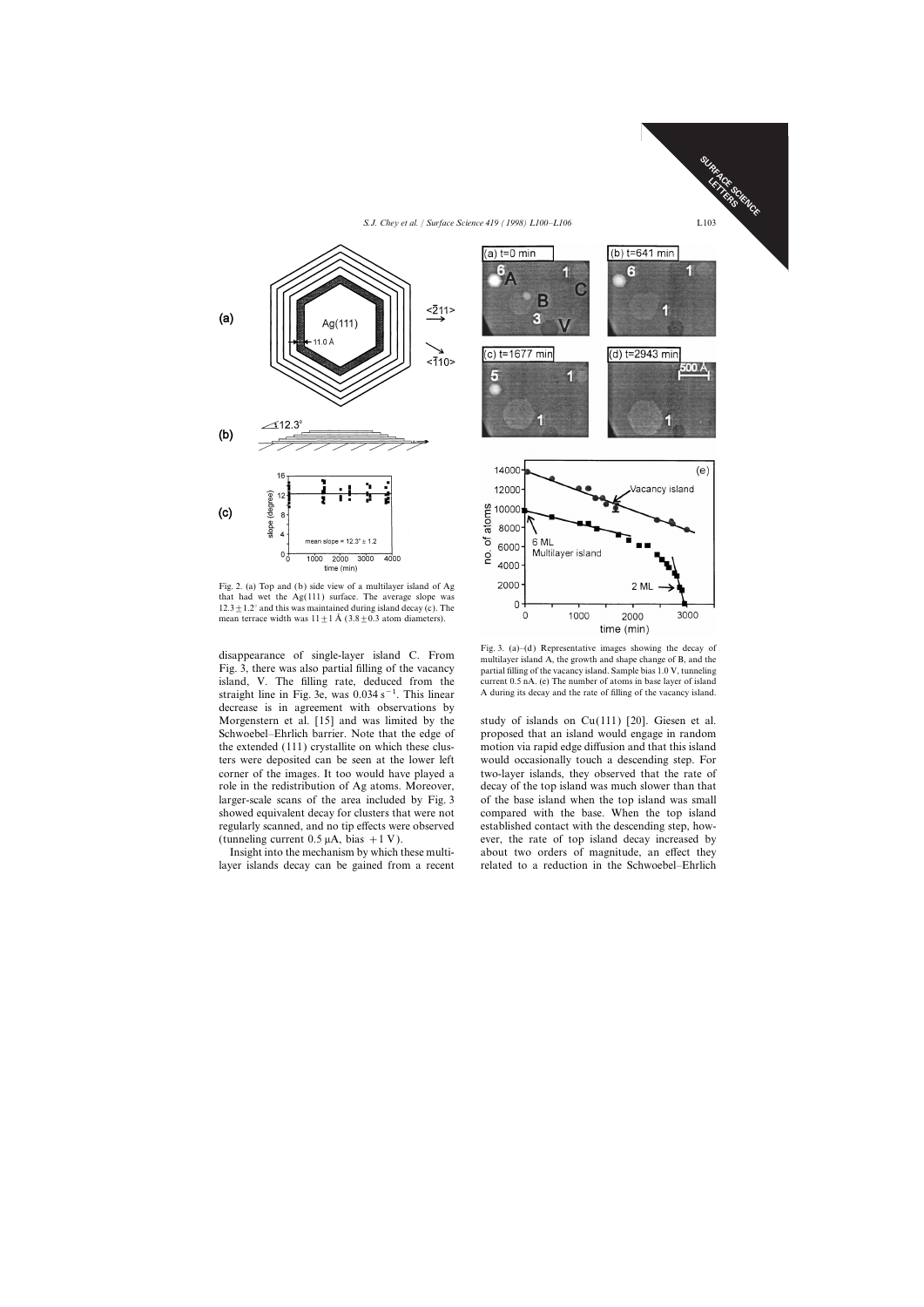(a)

<-2 11>

<-1 10>

Ag(111)

11.0 Å

(b)

12.3°

(c)

slope (degree)

16

12

8

4

0

mean slope = 12.3° ± 1.2

0 1000 2000 3000 4000

time (min)

Fig. 2. (a) Top and (b) side view of a multilayer island of Ag that had wet the Ag(111) surface. The average slope was $12.3 \pm 1.2°$ and this was maintained during island decay (c). The mean terrace width was $11 \pm 1$ Å ($3.8 \pm 0.3$ atom diameters).

(a) t=0 min

(b) t=641 min

(c) t=1677 min

(d) t=2943 min

500 Å

(e)

no. of atoms

14000

12000

10000

8000

6000

4000

2000

0

0 1000 2000 3000

time (min)

Vacancy island

6 ML

Multilayer island

2 ML

Fig. 3. (a)–(d) Representative images showing the decay of multilayer island A, the growth and shape change of B, and the partial filling of the vacancy island. Sample bias 1.0 V, tunneling current 0.5 nA. (e) The number of atoms in base layer of island A during its decay and the rate of filling of the vacancy island.

disappearance of single-layer island C. From Fig. 3, there was also partial filling of the vacancy island, V. The filling rate, deduced from the straight line in Fig. 3e, was $0.034\ s^{-1}$. This linear decrease is in agreement with observations by Morgenstern et al. [15] and was limited by the Schwoebel–Ehrlich barrier. Note that the edge of the extended (111) crystallite on which these clusters were deposited can be seen at the lower left corner of the images. It too would have played a role in the redistribution of Ag atoms. Moreover, larger-scale scans of the area included by Fig. 3 showed equivalent decay for clusters that were not regularly scanned, and no tip effects were observed (tunneling current 0.5 μA, bias +1 V).

Insight into the mechanism by which these multilayer islands decay can be gained from a recent study of islands on Cu(111) [20]. Giesen et al. proposed that an island would engage in random motion via rapid edge diffusion and that this island would occasionally touch a descending step. For two-layer islands, they observed that the rate of decay of the top island was much slower than that of the base island when the top island was small compared with the base. When the top island established contact with the descending step, however, the rate of top island decay increased by about two orders of magnitude, an effect they related to a reduction in the Schwoebel–Ehrlich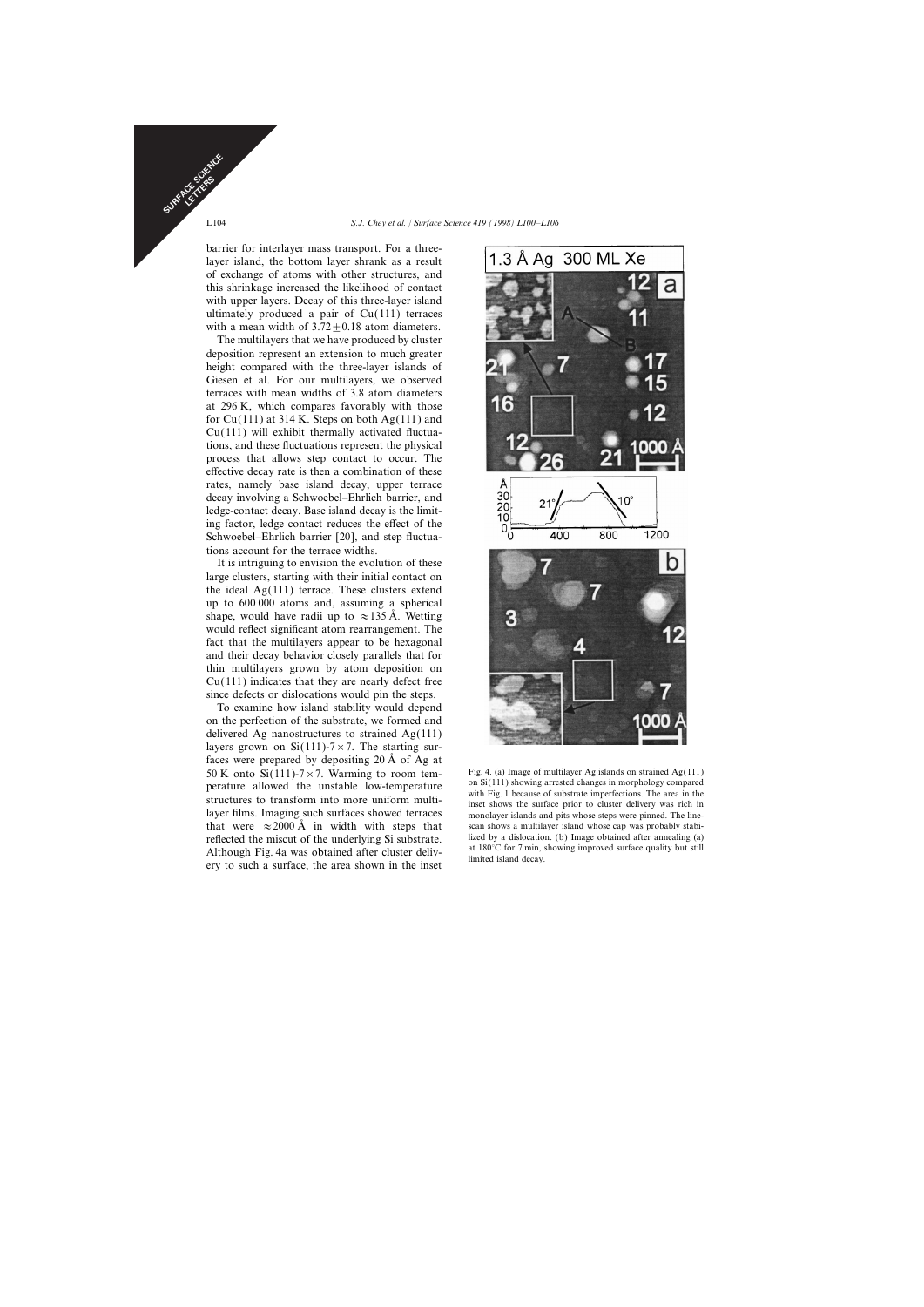barrier for interlayer mass transport. For a three-layer island, the bottom layer shrank as a result of exchange of atoms with other structures, and this shrinkage increased the likelihood of contact with upper layers. Decay of this three-layer island ultimately produced a pair of Cu(111) terraces with a mean width of $3.72 \pm 0.18$ atom diameters.

The multilayers that we have produced by cluster deposition represent an extension to much greater height compared with the three-layer islands of Giesen et al. For our multilayers, we observed terraces with mean widths of 3.8 atom diameters at 296 K, which compares favorably with those for Cu(111) at 314 K. Steps on both Ag(111) and Cu(111) will exhibit thermally activated fluctuations, and these fluctuations represent the physical process that allows step contact to occur. The effective decay rate is then a combination of these rates, namely base island decay, upper terrace decay involving a Schwoebel–Ehrlich barrier, and ledge-contact decay. Base island decay is the limiting factor, ledge contact reduces the effect of the Schwoebel–Ehrlich barrier [20], and step fluctuations account for the terrace widths.

It is intriguing to envision the evolution of these large clusters, starting with their initial contact on the ideal Ag(111) terrace. These clusters extend up to 600 000 atoms and, assuming a spherical shape, would have radii up to ≈135 Å. Wetting would reflect significant atom rearrangement. The fact that the multilayers appear to be hexagonal and their decay behavior closely parallels that for thin multilayers grown by atom deposition on Cu(111) indicates that they are nearly defect free since defects or dislocations would pin the steps.

To examine how island stability would depend on the perfection of the substrate, we formed and delivered Ag nanostructures to strained Ag(111) layers grown on Si(111)-$7 \times 7$. The starting surfaces were prepared by depositing 20 Å of Ag at 50 K onto Si(111)-$7 \times 7$. Warming to room temperature allowed the unstable low-temperature structures to transform into more uniform multilayer films. Imaging such surfaces showed terraces that were ≈2000 Å in width with steps that reflected the miscut of the underlying Si substrate. Although Fig. 4a was obtained after cluster delivery to such a surface, the area shown in the inset

1.3 Å Ag 300 ML Xe

a

12 11 17 15 12 21 7 16 12 26 21

A B

1000 Å

Å
30
20
10
0
0 400 800 1200

21° 10°

b

7 7 3 12 4 7

1000 Å

Fig. 4. (a) Image of multilayer Ag islands on strained Ag(111) on Si(111) showing arrested changes in morphology compared with Fig. 1 because of substrate imperfections. The area in the inset shows the surface prior to cluster delivery was rich in monolayer islands and pits whose steps were pinned. The line-scan shows a multilayer island whose cap was probably stabilized by a dislocation. (b) Image obtained after annealing (a) at 180°C for 7 min, showing improved surface quality but still limited island decay.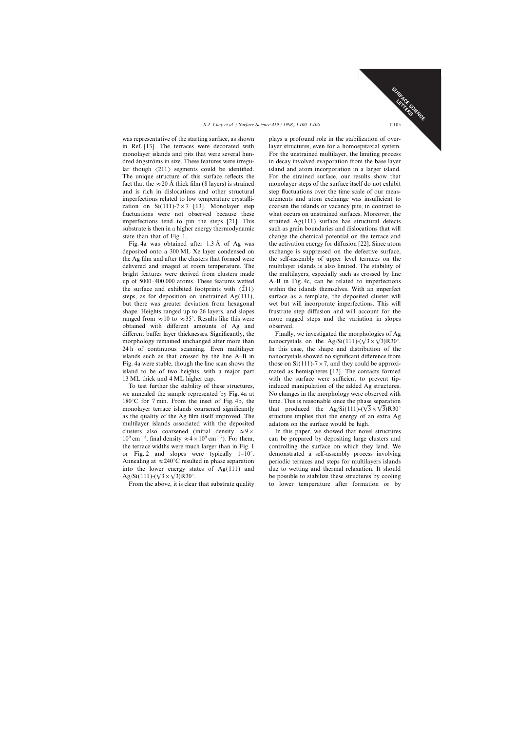was representative of the starting surface, as shown in Ref. [13]. The terraces were decorated with monolayer islands and pits that were several hundred ångströms in size. These features were irregular though $\langle\bar{2}11\rangle$ segments could be identified. The unique structure of this surface reflects the fact that the $\approx 20$ Å thick film (8 layers) is strained and is rich in dislocations and other structural imperfections related to low temperature crystallization on Si(111)-7×7 [13]. Monolayer step fluctuations were not observed because these imperfections tend to pin the steps [21]. This substrate is then in a higher energy thermodynamic state than that of Fig. 1.

Fig. 4a was obtained after 1.3 Å of Ag was deposited onto a 300 ML Xe layer condensed on the Ag film and after the clusters that formed were delivered and imaged at room temperature. The bright features were derived from clusters made up of 5000–400 000 atoms. These features wetted the surface and exhibited footprints with $\langle\bar{2}11\rangle$ steps, as for deposition on unstrained Ag(111), but there was greater deviation from hexagonal shape. Heights ranged up to 26 layers, and slopes ranged from $\approx 10$ to $\approx 35°$. Results like this were obtained with different amounts of Ag and different buffer layer thicknesses. Significantly, the morphology remained unchanged after more than 24 h of continuous scanning. Even multilayer islands such as that crossed by the line A–B in Fig. 4a were stable, though the line scan shows the island to be of two heights, with a major part 13 ML thick and 4 ML higher cap.

To test further the stability of these structures, we annealed the sample represented by Fig. 4a at 180°C for 7 min. From the inset of Fig. 4b, the monolayer terrace islands coarsened significantly as the quality of the Ag film itself improved. The multilayer islands associated with the deposited clusters also coarsened (initial density $\approx 9\times 10^{9}$ cm$^{-2}$, final density $\approx 4\times 10^{9}$ cm$^{-2}$). For them, the terrace widths were much larger than in Fig. 1 or Fig. 2 and slopes were typically 1–10°. Annealing at $\approx 240$°C resulted in phase separation into the lower energy states of Ag(111) and Ag/Si(111)-($\sqrt{3}\times\sqrt{3}$)R30°.

From the above, it is clear that substrate quality plays a profound role in the stabilization of overlayer structures, even for a homoepitaxial system. For the unstrained multilayer, the limiting process in decay involved evaporation from the base layer island and atom incorporation in a larger island. For the strained surface, our results show that monolayer steps of the surface itself do not exhibit step fluctuations over the time scale of our measurements and atom exchange was insufficient to coarsen the islands or vacancy pits, in contrast to what occurs on unstrained surfaces. Moreover, the strained Ag(111) surface has structural defects such as grain boundaries and dislocations that will change the chemical potential on the terrace and the activation energy for diffusion [22]. Since atom exchange is suppressed on the defective surface, the self-assembly of upper level terraces on the multilayer islands is also limited. The stability of the multilayers, especially such as crossed by line A–B in Fig. 4c, can be related to imperfections within the islands themselves. With an imperfect surface as a template, the deposited cluster will wet but will incorporate imperfections. This will frustrate step diffusion and will account for the more ragged steps and the variation in slopes observed.

Finally, we investigated the morphologies of Ag nanocrystals on the Ag/Si(111)-($\sqrt{3}\times\sqrt{3}$)R30°. In this case, the shape and distribution of the nanocrystals showed no significant difference from those on Si(111)-7×7, and they could be approximated as hemispheres [12]. The contacts formed with the surface were sufficient to prevent tip-induced manipulation of the added Ag structures. No changes in the morphology were observed with time. This is reasonable since the phase separation that produced the Ag/Si(111)-($\sqrt{3}\times\sqrt{3}$)R30° structure implies that the energy of an extra Ag adatom on the surface would be high.

In this paper, we showed that novel structures can be prepared by depositing large clusters and controlling the surface on which they land. We demonstrated a self-assembly process involving periodic terraces and steps for multilayers islands due to wetting and thermal relaxation. It should be possible to stabilize these structures by cooling to lower temperature after formation or by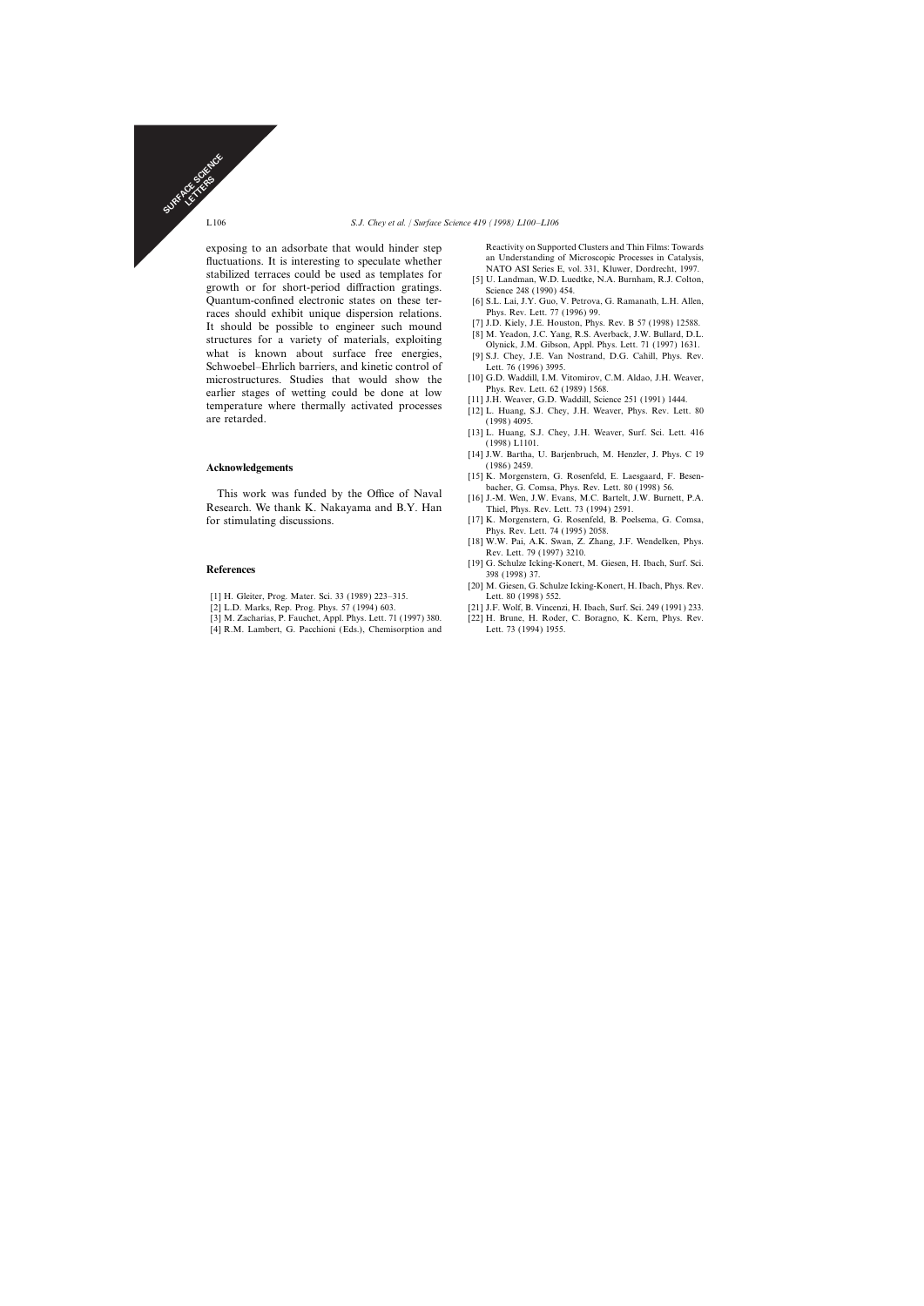exposing to an adsorbate that would hinder step fluctuations. It is interesting to speculate whether stabilized terraces could be used as templates for growth or for short-period diffraction gratings. Quantum-confined electronic states on these terraces should exhibit unique dispersion relations. It should be possible to engineer such mound structures for a variety of materials, exploiting what is known about surface free energies, Schwoebel–Ehrlich barriers, and kinetic control of microstructures. Studies that would show the earlier stages of wetting could be done at low temperature where thermally activated processes are retarded.

## Acknowledgements

This work was funded by the Office of Naval Research. We thank K. Nakayama and B.Y. Han for stimulating discussions.

## References

[1] H. Gleiter, Prog. Mater. Sci. 33 (1989) 223–315.

[2] L.D. Marks, Rep. Prog. Phys. 57 (1994) 603.

[3] M. Zacharias, P. Fauchet, Appl. Phys. Lett. 71 (1997) 380.

[4] R.M. Lambert, G. Pacchioni (Eds.), Chemisorption and Reactivity on Supported Clusters and Thin Films: Towards an Understanding of Microscopic Processes in Catalysis, NATO ASI Series E, vol. 331, Kluwer, Dordrecht, 1997.

[5] U. Landman, W.D. Luedtke, N.A. Burnham, R.J. Colton, Science 248 (1990) 454.

[6] S.L. Lai, J.Y. Guo, V. Petrova, G. Ramanath, L.H. Allen, Phys. Rev. Lett. 77 (1996) 99.

[7] J.D. Kiely, J.E. Houston, Phys. Rev. B 57 (1998) 12588.

[8] M. Yeadon, J.C. Yang, R.S. Averback, J.W. Bullard, D.L. Olynick, J.M. Gibson, Appl. Phys. Lett. 71 (1997) 1631.

[9] S.J. Chey, J.E. Van Nostrand, D.G. Cahill, Phys. Rev. Lett. 76 (1996) 3995.

[10] G.D. Waddill, I.M. Vitomirov, C.M. Aldao, J.H. Weaver, Phys. Rev. Lett. 62 (1989) 1568.

[11] J.H. Weaver, G.D. Waddill, Science 251 (1991) 1444.

[12] L. Huang, S.J. Chey, J.H. Weaver, Phys. Rev. Lett. 80 (1998) 4095.

[13] L. Huang, S.J. Chey, J.H. Weaver, Surf. Sci. Lett. 416 (1998) L1101.

[14] J.W. Bartha, U. Barjenbruch, M. Henzler, J. Phys. C 19 (1986) 2459.

[15] K. Morgenstern, G. Rosenfeld, E. Laesgaard, F. Besenbacher, G. Comsa, Phys. Rev. Lett. 80 (1998) 56.

[16] J.-M. Wen, J.W. Evans, M.C. Bartelt, J.W. Burnett, P.A. Thiel, Phys. Rev. Lett. 73 (1994) 2591.

[17] K. Morgenstern, G. Rosenfeld, B. Poelsema, G. Comsa, Phys. Rev. Lett. 74 (1995) 2058.

[18] W.W. Pai, A.K. Swan, Z. Zhang, J.F. Wendelken, Phys. Rev. Lett. 79 (1997) 3210.

[19] G. Schulze Icking-Konert, M. Giesen, H. Ibach, Surf. Sci. 398 (1998) 37.

[20] M. Giesen, G. Schulze Icking-Konert, H. Ibach, Phys. Rev. Lett. 80 (1998) 552.

[21] J.F. Wolf, B. Vincenzi, H. Ibach, Surf. Sci. 249 (1991) 233.

[22] H. Brune, H. Roder, C. Boragno, K. Kern, Phys. Rev. Lett. 73 (1994) 1955.